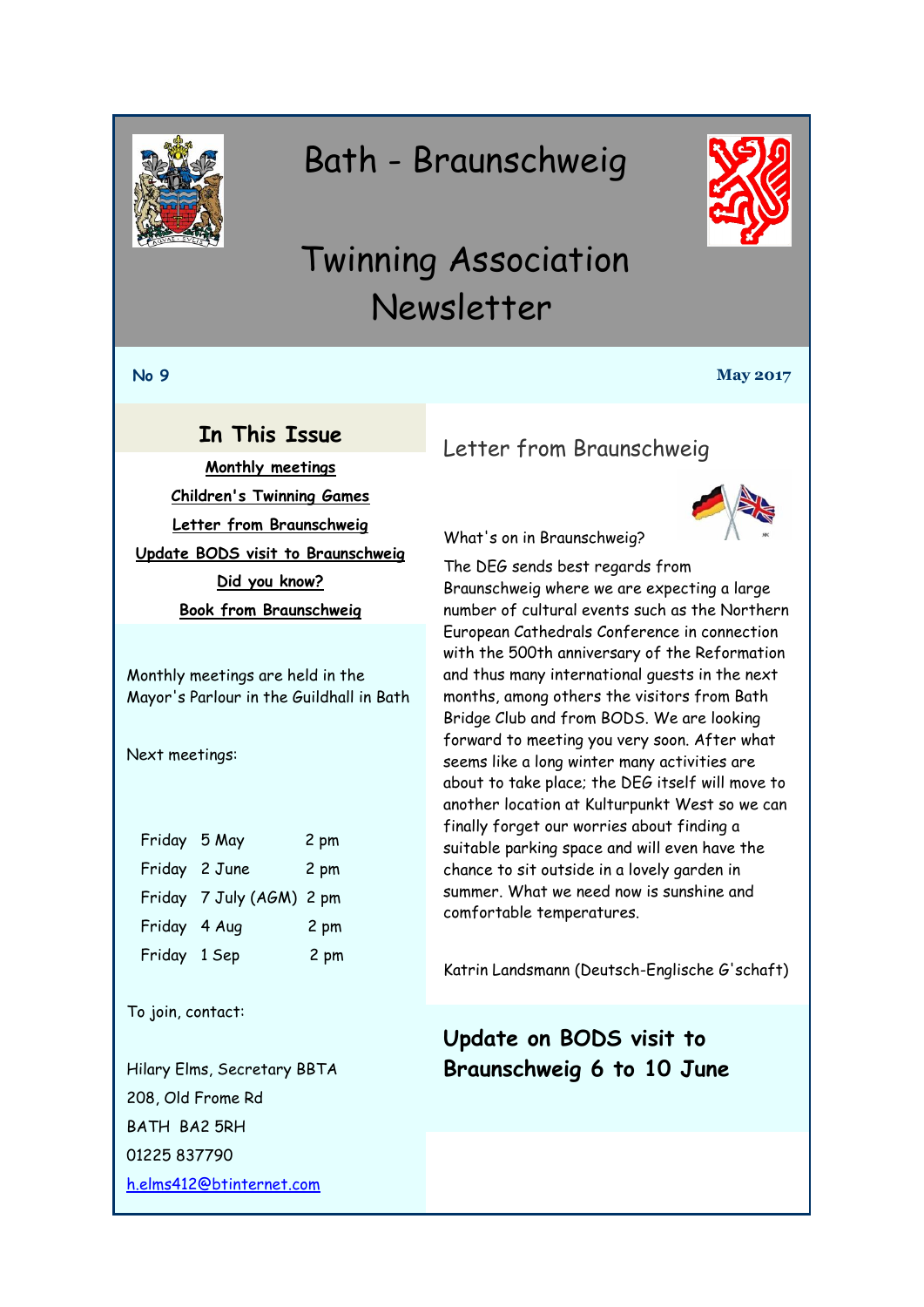# Bath - Braunschweig

# Twinning Association Newsletter

**No 9** **May 2017**

## In This Issue

Monthly meetings

Children's Twinning Games

Letter from Braunschweig

Update BODS visit to Braunschweig

Did you know?

Book from Braunschweig

Monthly meetings are held in the Mayor's Parlour in the Guildhall in Bath

Next meetings:

| | | |
|---|---|---|
| Friday | 5 May | 2 pm |
| Friday | 2 June | 2 pm |
| Friday | 7 July (AGM) | 2 pm |
| Friday | 4 Aug | 2 pm |
| Friday | 1 Sep | 2 pm |

To join, contact:

Hilary Elms, Secretary BBTA
208, Old Frome Rd
BATH BA2 5RH
01225 837790
h.elms412@btinternet.com

## Letter from Braunschweig

What's on in Braunschweig?

The DEG sends best regards from Braunschweig where we are expecting a large number of cultural events such as the Northern European Cathedrals Conference in connection with the 500th anniversary of the Reformation and thus many international guests in the next months, among others the visitors from Bath Bridge Club and from BODS. We are looking forward to meeting you very soon. After what seems like a long winter many activities are about to take place; the DEG itself will move to another location at Kulturpunkt West so we can finally forget our worries about finding a suitable parking space and will even have the chance to sit outside in a lovely garden in summer. What we need now is sunshine and comfortable temperatures.

Katrin Landsmann (Deutsch-Englische G'schaft)

## Update on BODS visit to Braunschweig 6 to 10 June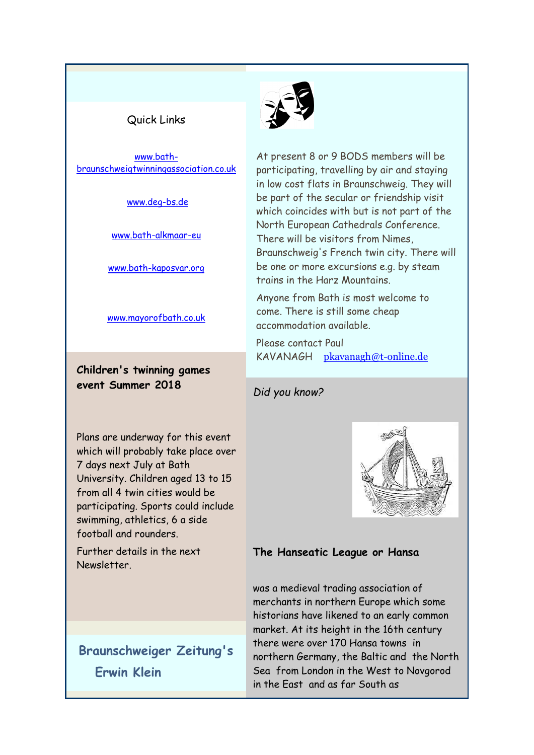Quick Links

[www.bath-braunschweigtwinningassociation.co.uk](http://www.bath-braunschweigtwinningassociation.co.uk)

[www.deg-bs.de](http://www.deg-bs.de)

[www.bath-alkmaar-eu](http://www.bath-alkmaar-eu)

[www.bath-kaposvar.org](http://www.bath-kaposvar.org)

[www.mayorofbath.co.uk](http://www.mayorofbath.co.uk)

**Children's twinning games event Summer 2018**

Plans are underway for this event which will probably take place over 7 days next July at Bath University. Children aged 13 to 15 from all 4 twin cities would be participating. Sports could include swimming, athletics, 6 a side football and rounders.

Further details in the next Newsletter.

## Braunschweiger Zeitung's Erwin Klein

At present 8 or 9 BODS members will be participating, travelling by air and staying in low cost flats in Braunschweig. They will be part of the secular or friendship visit which coincides with but is not part of the North European Cathedrals Conference. There will be visitors from Nimes, Braunschweig's French twin city. There will be one or more excursions e.g. by steam trains in the Harz Mountains.

Anyone from Bath is most welcome to come. There is still some cheap accommodation available.

Please contact Paul KAVANAGH [pkavanagh@t-online.de](mailto:pkavanagh@t-online.de)

*Did you know?*

**The Hanseatic League or Hansa**

was a medieval trading association of merchants in northern Europe which some historians have likened to an early common market. At its height in the 16th century there were over 170 Hansa towns in northern Germany, the Baltic and the North Sea from London in the West to Novgorod in the East and as far South as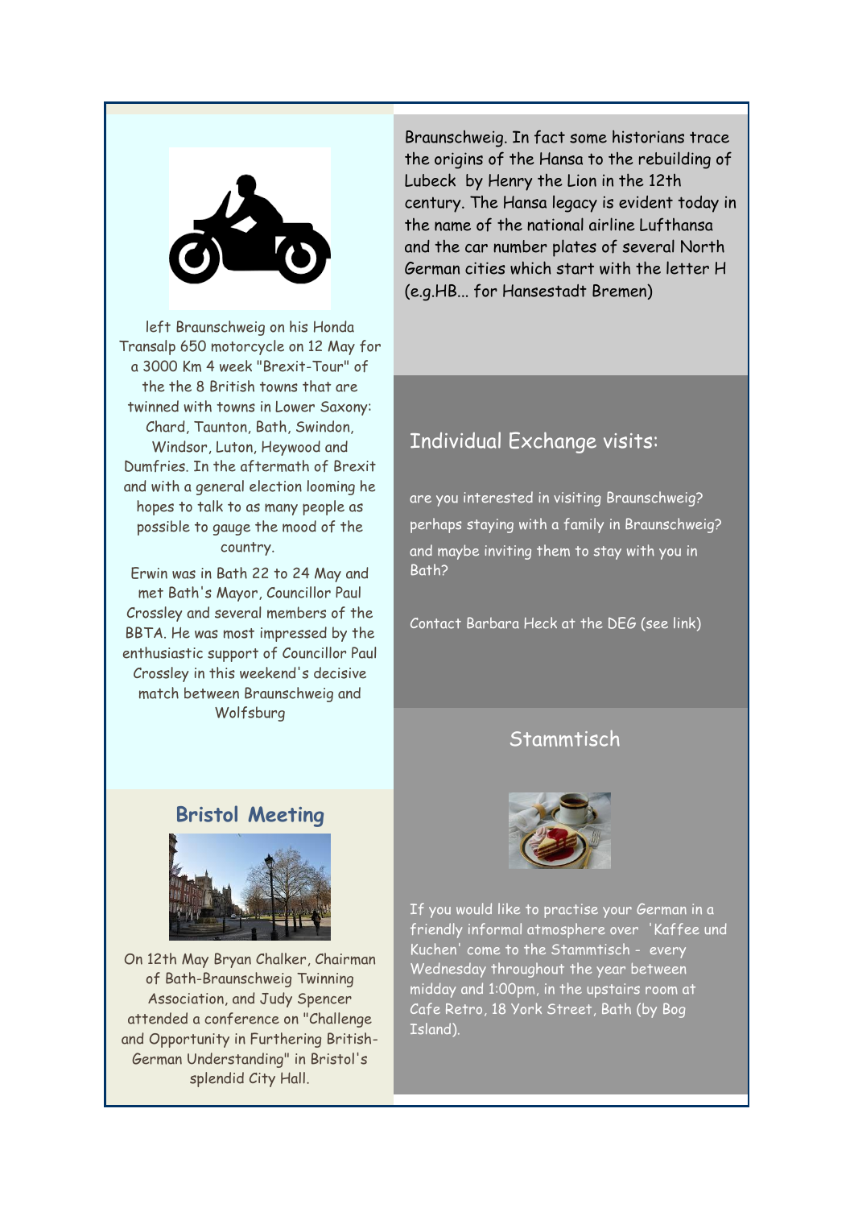left Braunschweig on his Honda Transalp 650 motorcycle on 12 May for a 3000 Km 4 week "Brexit-Tour" of the the 8 British towns that are twinned with towns in Lower Saxony: Chard, Taunton, Bath, Swindon, Windsor, Luton, Heywood and Dumfries. In the aftermath of Brexit and with a general election looming he hopes to talk to as many people as possible to gauge the mood of the country.

Erwin was in Bath 22 to 24 May and met Bath's Mayor, Councillor Paul Crossley and several members of the BBTA. He was most impressed by the enthusiastic support of Councillor Paul Crossley in this weekend's decisive match between Braunschweig and Wolfsburg

## Bristol Meeting

On 12th May Bryan Chalker, Chairman of Bath-Braunschweig Twinning Association, and Judy Spencer attended a conference on "Challenge and Opportunity in Furthering British-German Understanding" in Bristol's splendid City Hall.

Braunschweig. In fact some historians trace the origins of the Hansa to the rebuilding of Lubeck by Henry the Lion in the 12th century. The Hansa legacy is evident today in the name of the national airline Lufthansa and the car number plates of several North German cities which start with the letter H (e.g.HB... for Hansestadt Bremen)

## Individual Exchange visits:

are you interested in visiting Braunschweig?

perhaps staying with a family in Braunschweig?

and maybe inviting them to stay with you in Bath?

Contact Barbara Heck at the DEG (see link)

## Stammtisch

If you would like to practise your German in a friendly informal atmosphere over 'Kaffee und Kuchen' come to the Stammtisch - every Wednesday throughout the year between midday and 1:00pm, in the upstairs room at Cafe Retro, 18 York Street, Bath (by Bog Island).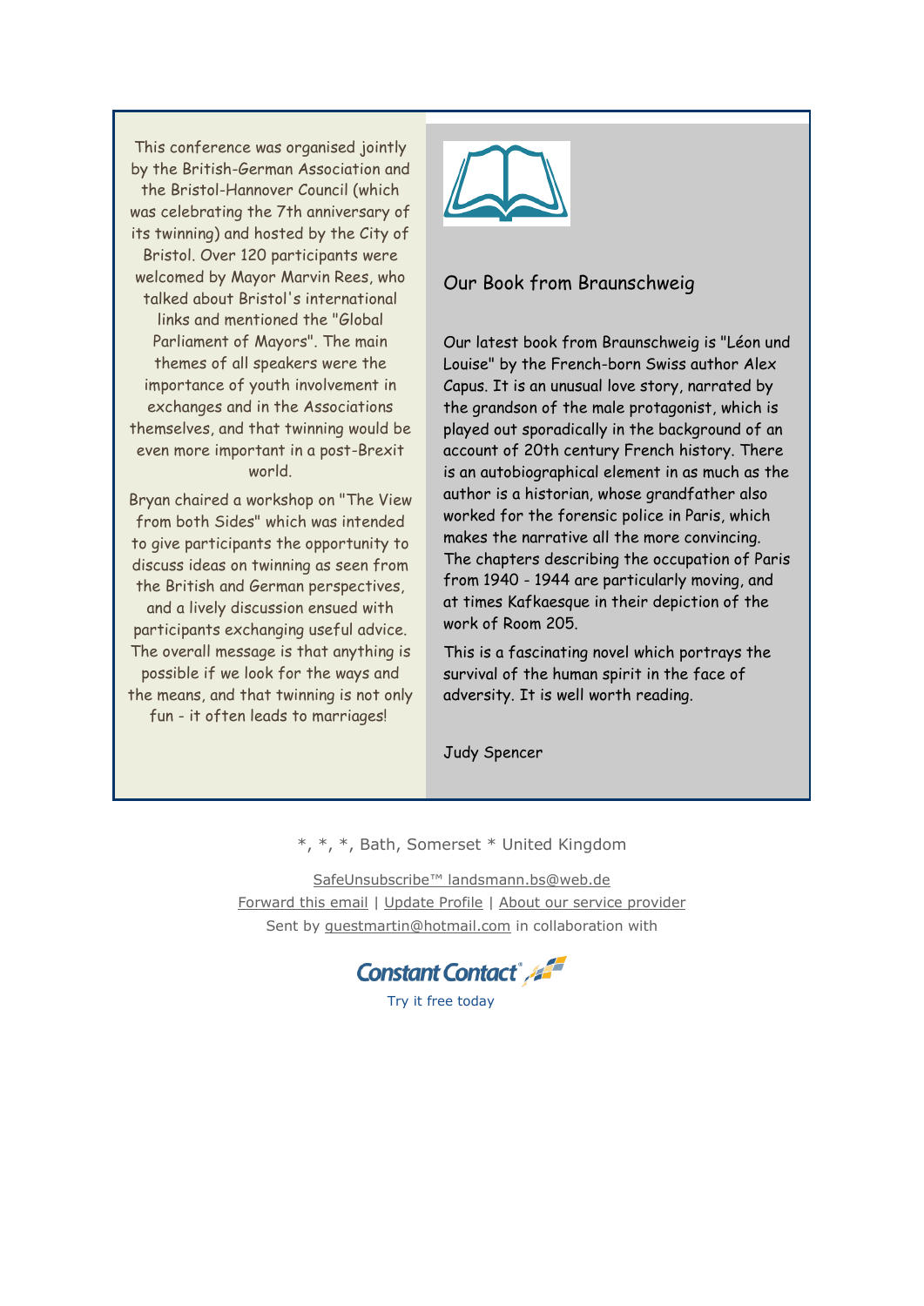This conference was organised jointly by the British-German Association and the Bristol-Hannover Council (which was celebrating the 7th anniversary of its twinning) and hosted by the City of Bristol. Over 120 participants were welcomed by Mayor Marvin Rees, who talked about Bristol's international links and mentioned the "Global Parliament of Mayors". The main themes of all speakers were the importance of youth involvement in exchanges and in the Associations themselves, and that twinning would be even more important in a post-Brexit world.

Bryan chaired a workshop on "The View from both Sides" which was intended to give participants the opportunity to discuss ideas on twinning as seen from the British and German perspectives, and a lively discussion ensued with participants exchanging useful advice. The overall message is that anything is possible if we look for the ways and the means, and that twinning is not only fun - it often leads to marriages!

## Our Book from Braunschweig

Our latest book from Braunschweig is "Léon und Louise" by the French-born Swiss author Alex Capus. It is an unusual love story, narrated by the grandson of the male protagonist, which is played out sporadically in the background of an account of 20th century French history. There is an autobiographical element in as much as the author is a historian, whose grandfather also worked for the forensic police in Paris, which makes the narrative all the more convincing. The chapters describing the occupation of Paris from 1940 - 1944 are particularly moving, and at times Kafkaesque in their depiction of the work of Room 205.

This is a fascinating novel which portrays the survival of the human spirit in the face of adversity. It is well worth reading.

Judy Spencer

*, *, *, Bath, Somerset * United Kingdom

SafeUnsubscribe™ landsmann.bs@web.de
Forward this email | Update Profile | About our service provider
Sent by guestmartin@hotmail.com in collaboration with

Constant Contact
Try it free today